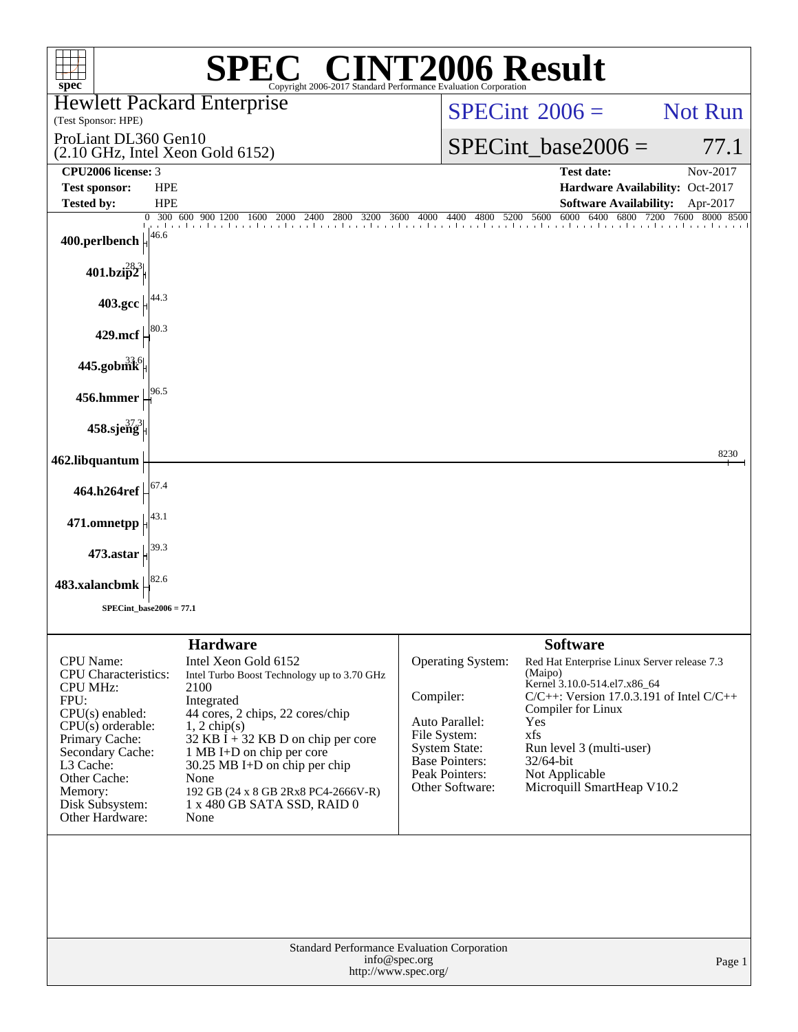# SPEC® CINT2006 Result

Copyright 2006-2017 Standard Performance Evaluation Corporation

**Hewlett Packard Enterprise**
(Test Sponsor: HPE)

**ProLiant DL360 Gen10**
(2.10 GHz, Intel Xeon Gold 6152)

SPECint 2006 = Not Run

SPECint_base2006 = 77.1

| | | | |
|---|---|---|---|
| **CPU2006 license:** | 3 | **Test date:** | Nov-2017 |
| **Test sponsor:** | HPE | **Hardware Availability:** | Oct-2017 |
| **Tested by:** | HPE | **Software Availability:** | Apr-2017 |

| Benchmark | Base Ratio |
|---|---|
| 400.perlbench | 46.6 |
| 401.bzip2 | 28.3 |
| 403.gcc | 44.3 |
| 429.mcf | 80.3 |
| 445.gobmk | 33.6 |
| 456.hmmer | 96.5 |
| 458.sjeng | 37.3 |
| 462.libquantum | 8230 |
| 464.h264ref | 67.4 |
| 471.omnetpp | 43.1 |
| 473.astar | 39.3 |
| 483.xalancbmk | 82.6 |

SPECint_base2006 = 77.1

## Hardware

| | |
|---|---|
| CPU Name: | Intel Xeon Gold 6152 |
| CPU Characteristics: | Intel Turbo Boost Technology up to 3.70 GHz |
| CPU MHz: | 2100 |
| FPU: | Integrated |
| CPU(s) enabled: | 44 cores, 2 chips, 22 cores/chip |
| CPU(s) orderable: | 1, 2 chip(s) |
| Primary Cache: | 32 KB I + 32 KB D on chip per core |
| Secondary Cache: | 1 MB I+D on chip per core |
| L3 Cache: | 30.25 MB I+D on chip per chip |
| Other Cache: | None |
| Memory: | 192 GB (24 x 8 GB 2Rx8 PC4-2666V-R) |
| Disk Subsystem: | 1 x 480 GB SATA SSD, RAID 0 |
| Other Hardware: | None |

## Software

| | |
|---|---|
| Operating System: | Red Hat Enterprise Linux Server release 7.3 (Maipo) Kernel 3.10.0-514.el7.x86_64 |
| Compiler: | C/C++: Version 17.0.3.191 of Intel C/C++ Compiler for Linux |
| Auto Parallel: | Yes |
| File System: | xfs |
| System State: | Run level 3 (multi-user) |
| Base Pointers: | 32/64-bit |
| Peak Pointers: | Not Applicable |
| Other Software: | Microquill SmartHeap V10.2 |

Standard Performance Evaluation Corporation
info@spec.org
http://www.spec.org/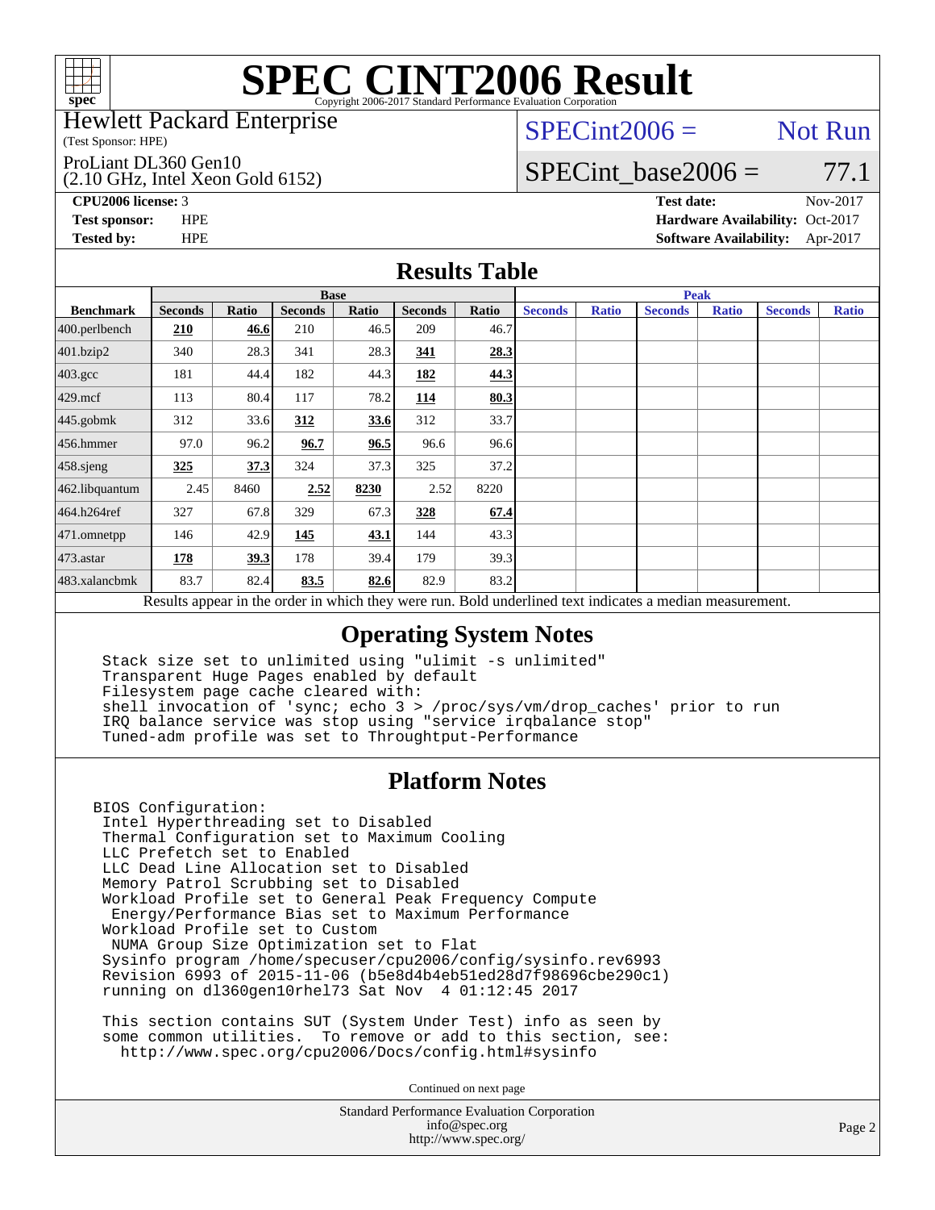# SPEC CINT2006 Result

Copyright 2006-2017 Standard Performance Evaluation Corporation

Hewlett Packard Enterprise
(Test Sponsor: HPE)

ProLiant DL360 Gen10
(2.10 GHz, Intel Xeon Gold 6152)

SPECint2006 = Not Run

SPECint_base2006 = 77.1

**CPU2006 license:** 3
**Test sponsor:** HPE
**Tested by:** HPE

**Test date:** Nov-2017
**Hardware Availability:** Oct-2017
**Software Availability:** Apr-2017

## Results Table

| Benchmark | Base | | | | | | Peak | | | | | |
|---|---|---|---|---|---|---|---|---|---|---|---|---|
| | Seconds | Ratio | Seconds | Ratio | Seconds | Ratio | Seconds | Ratio | Seconds | Ratio | Seconds | Ratio |
| 400.perlbench | **210** | **46.6** | 210 | 46.5 | 209 | 46.7 | | | | | | |
| 401.bzip2 | 340 | 28.3 | 341 | 28.3 | **341** | **28.3** | | | | | | |
| 403.gcc | 181 | 44.4 | 182 | 44.3 | **182** | **44.3** | | | | | | |
| 429.mcf | 113 | 80.4 | 117 | 78.2 | **114** | **80.3** | | | | | | |
| 445.gobmk | 312 | 33.6 | **312** | **33.6** | 312 | 33.7 | | | | | | |
| 456.hmmer | 97.0 | 96.2 | **96.7** | **96.5** | 96.6 | 96.6 | | | | | | |
| 458.sjeng | **325** | **37.3** | 324 | 37.3 | 325 | 37.2 | | | | | | |
| 462.libquantum | 2.45 | 8460 | **2.52** | **8230** | 2.52 | 8220 | | | | | | |
| 464.h264ref | 327 | 67.8 | 329 | 67.3 | **328** | **67.4** | | | | | | |
| 471.omnetpp | 146 | 42.9 | **145** | **43.1** | 144 | 43.3 | | | | | | |
| 473.astar | **178** | **39.3** | 178 | 39.4 | 179 | 39.3 | | | | | | |
| 483.xalancbmk | 83.7 | 82.4 | **83.5** | **82.6** | 82.9 | 83.2 | | | | | | |

Results appear in the order in which they were run. Bold underlined text indicates a median measurement.

## Operating System Notes

```
Stack size set to unlimited using "ulimit -s unlimited"
Transparent Huge Pages enabled by default
Filesystem page cache cleared with:
shell invocation of 'sync; echo 3 > /proc/sys/vm/drop_caches' prior to run
IRQ balance service was stop using "service irqbalance stop"
Tuned-adm profile was set to Throughput-Performance
```

## Platform Notes

```
BIOS Configuration:
 Intel Hyperthreading set to Disabled
 Thermal Configuration set to Maximum Cooling
 LLC Prefetch set to Enabled
 LLC Dead Line Allocation set to Disabled
 Memory Patrol Scrubbing set to Disabled
 Workload Profile set to General Peak Frequency Compute
  Energy/Performance Bias set to Maximum Performance
 Workload Profile set to Custom
  NUMA Group Size Optimization set to Flat
 Sysinfo program /home/specuser/cpu2006/config/sysinfo.rev6993
 Revision 6993 of 2015-11-06 (b5e8d4b4eb51ed28d7f98696cbe290c1)
 running on dl360gen10rhel73 Sat Nov  4 01:12:45 2017

 This section contains SUT (System Under Test) info as seen by
 some common utilities.  To remove or add to this section, see:
   http://www.spec.org/cpu2006/Docs/config.html#sysinfo
```

Continued on next page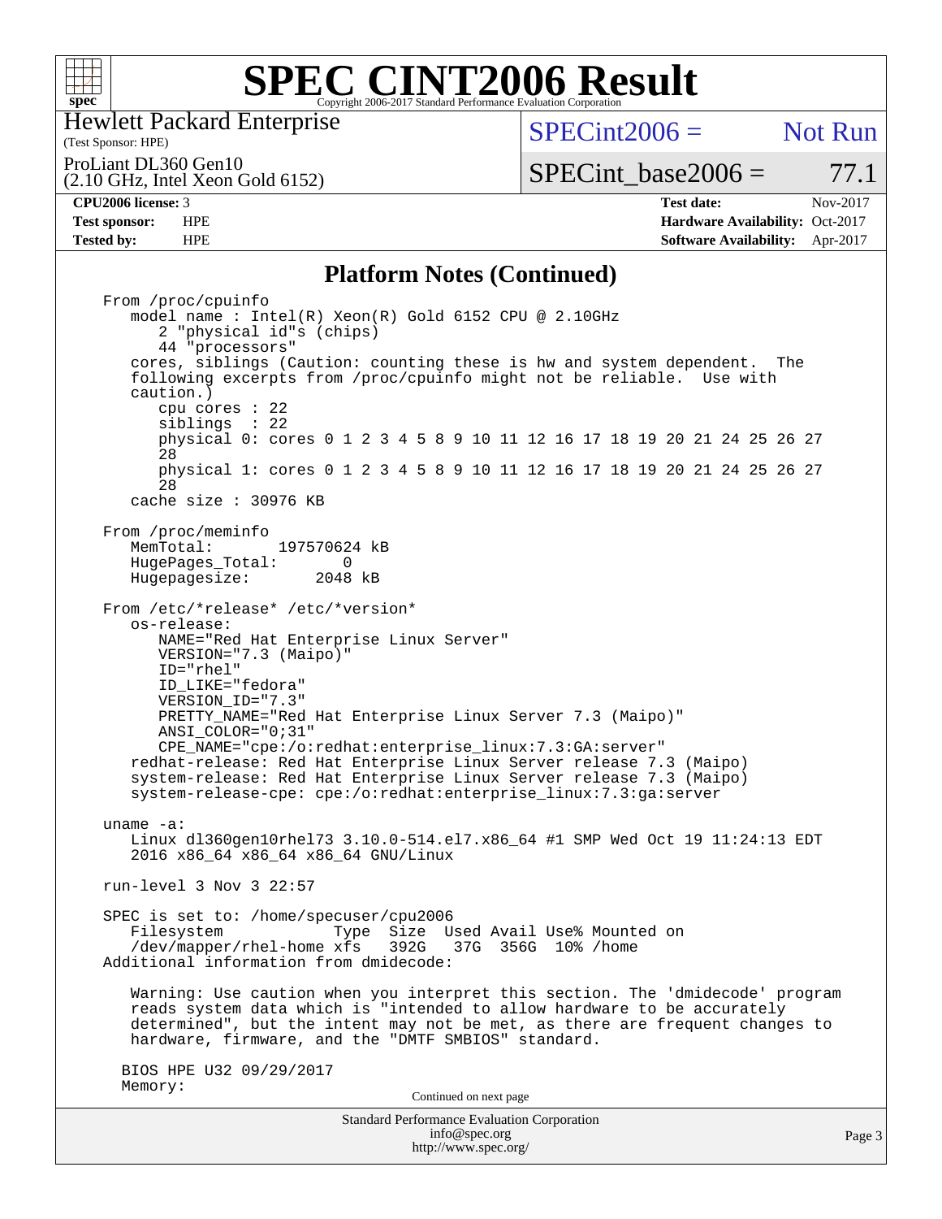# SPEC CINT2006 Result

Hewlett Packard Enterprise
(Test Sponsor: HPE)

ProLiant DL360 Gen10
(2.10 GHz, Intel Xeon Gold 6152)

SPECint2006 = Not Run

SPECint_base2006 = 77.1

| | | | |
|---|---|---|---|
| **CPU2006 license:** 3 | | **Test date:** | Nov-2017 |
| **Test sponsor:** | HPE | **Hardware Availability:** | Oct-2017 |
| **Tested by:** | HPE | **Software Availability:** | Apr-2017 |

## Platform Notes (Continued)

```
From /proc/cpuinfo
   model name : Intel(R) Xeon(R) Gold 6152 CPU @ 2.10GHz
      2 "physical id"s (chips)
      44 "processors"
   cores, siblings (Caution: counting these is hw and system dependent.  The
   following excerpts from /proc/cpuinfo might not be reliable.  Use with
   caution.)
      cpu cores : 22
      siblings  : 22
      physical 0: cores 0 1 2 3 4 5 8 9 10 11 12 16 17 18 19 20 21 24 25 26 27
      28
      physical 1: cores 0 1 2 3 4 5 8 9 10 11 12 16 17 18 19 20 21 24 25 26 27
      28
   cache size : 30976 KB

From /proc/meminfo
   MemTotal:       197570624 kB
   HugePages_Total:       0
   Hugepagesize:       2048 kB

From /etc/*release* /etc/*version*
   os-release:
      NAME="Red Hat Enterprise Linux Server"
      VERSION="7.3 (Maipo)"
      ID="rhel"
      ID_LIKE="fedora"
      VERSION_ID="7.3"
      PRETTY_NAME="Red Hat Enterprise Linux Server 7.3 (Maipo)"
      ANSI_COLOR="0;31"
      CPE_NAME="cpe:/o:redhat:enterprise_linux:7.3:GA:server"
   redhat-release: Red Hat Enterprise Linux Server release 7.3 (Maipo)
   system-release: Red Hat Enterprise Linux Server release 7.3 (Maipo)
   system-release-cpe: cpe:/o:redhat:enterprise_linux:7.3:ga:server

uname -a:
   Linux dl360gen10rhel73 3.10.0-514.el7.x86_64 #1 SMP Wed Oct 19 11:24:13 EDT
   2016 x86_64 x86_64 x86_64 GNU/Linux

run-level 3 Nov 3 22:57

SPEC is set to: /home/specuser/cpu2006
   Filesystem            Type  Size  Used Avail Use% Mounted on
   /dev/mapper/rhel-home xfs   392G   37G  356G  10% /home
Additional information from dmidecode:

   Warning: Use caution when you interpret this section. The 'dmidecode' program
   reads system data which is "intended to allow hardware to be accurately
   determined", but the intent may not be met, as there are frequent changes to
   hardware, firmware, and the "DMTF SMBIOS" standard.

  BIOS HPE U32 09/29/2017
  Memory:
```

Continued on next page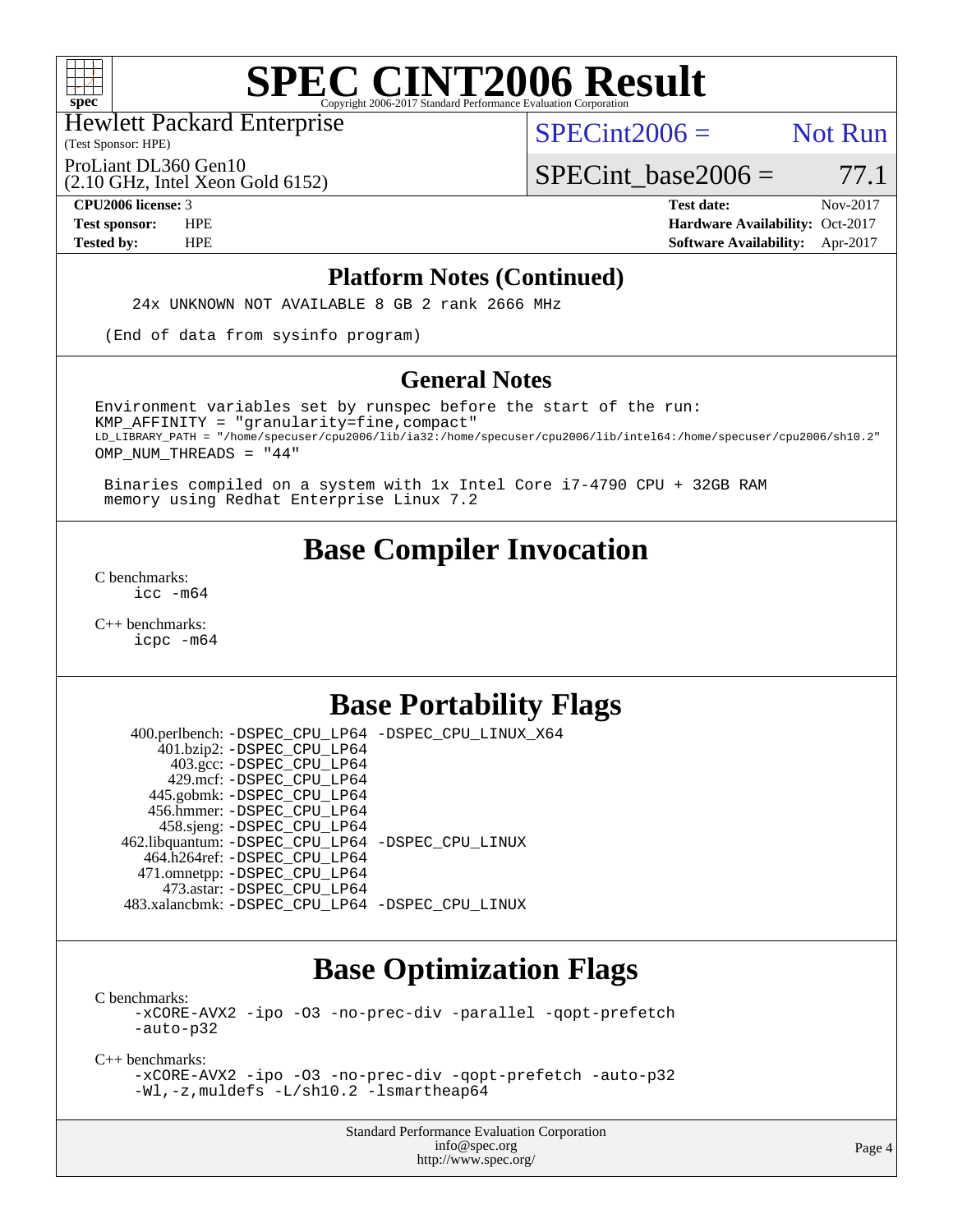# SPEC CINT2006 Result

Copyright 2006-2017 Standard Performance Evaluation Corporation

Hewlett Packard Enterprise
(Test Sponsor: HPE)

ProLiant DL360 Gen10
(2.10 GHz, Intel Xeon Gold 6152)

SPECint2006 = Not Run

SPECint_base2006 = 77.1

**CPU2006 license:** 3
**Test sponsor:** HPE
**Tested by:** HPE

**Test date:** Nov-2017
**Hardware Availability:** Oct-2017
**Software Availability:** Apr-2017

## Platform Notes (Continued)

```
24x UNKNOWN NOT AVAILABLE 8 GB 2 rank 2666 MHz

(End of data from sysinfo program)
```

## General Notes

```
Environment variables set by runspec before the start of the run:
KMP_AFFINITY = "granularity=fine,compact"
LD_LIBRARY_PATH = "/home/specuser/cpu2006/lib/ia32:/home/specuser/cpu2006/lib/intel64:/home/specuser/cpu2006/sh10.2"
OMP_NUM_THREADS = "44"

 Binaries compiled on a system with 1x Intel Core i7-4790 CPU + 32GB RAM
 memory using Redhat Enterprise Linux 7.2
```

## Base Compiler Invocation

C benchmarks:
```
icc -m64
```

C++ benchmarks:
```
icpc -m64
```

## Base Portability Flags

| Benchmark | Flags |
|---|---|
| 400.perlbench: | -DSPEC_CPU_LP64 -DSPEC_CPU_LINUX_X64 |
| 401.bzip2: | -DSPEC_CPU_LP64 |
| 403.gcc: | -DSPEC_CPU_LP64 |
| 429.mcf: | -DSPEC_CPU_LP64 |
| 445.gobmk: | -DSPEC_CPU_LP64 |
| 456.hmmer: | -DSPEC_CPU_LP64 |
| 458.sjeng: | -DSPEC_CPU_LP64 |
| 462.libquantum: | -DSPEC_CPU_LP64 -DSPEC_CPU_LINUX |
| 464.h264ref: | -DSPEC_CPU_LP64 |
| 471.omnetpp: | -DSPEC_CPU_LP64 |
| 473.astar: | -DSPEC_CPU_LP64 |
| 483.xalancbmk: | -DSPEC_CPU_LP64 -DSPEC_CPU_LINUX |

## Base Optimization Flags

C benchmarks:
```
-xCORE-AVX2 -ipo -O3 -no-prec-div -parallel -qopt-prefetch
-auto-p32
```

C++ benchmarks:
```
-xCORE-AVX2 -ipo -O3 -no-prec-div -qopt-prefetch -auto-p32
-Wl,-z,muldefs -L/sh10.2 -lsmartheap64
```

Standard Performance Evaluation Corporation
info@spec.org
http://www.spec.org/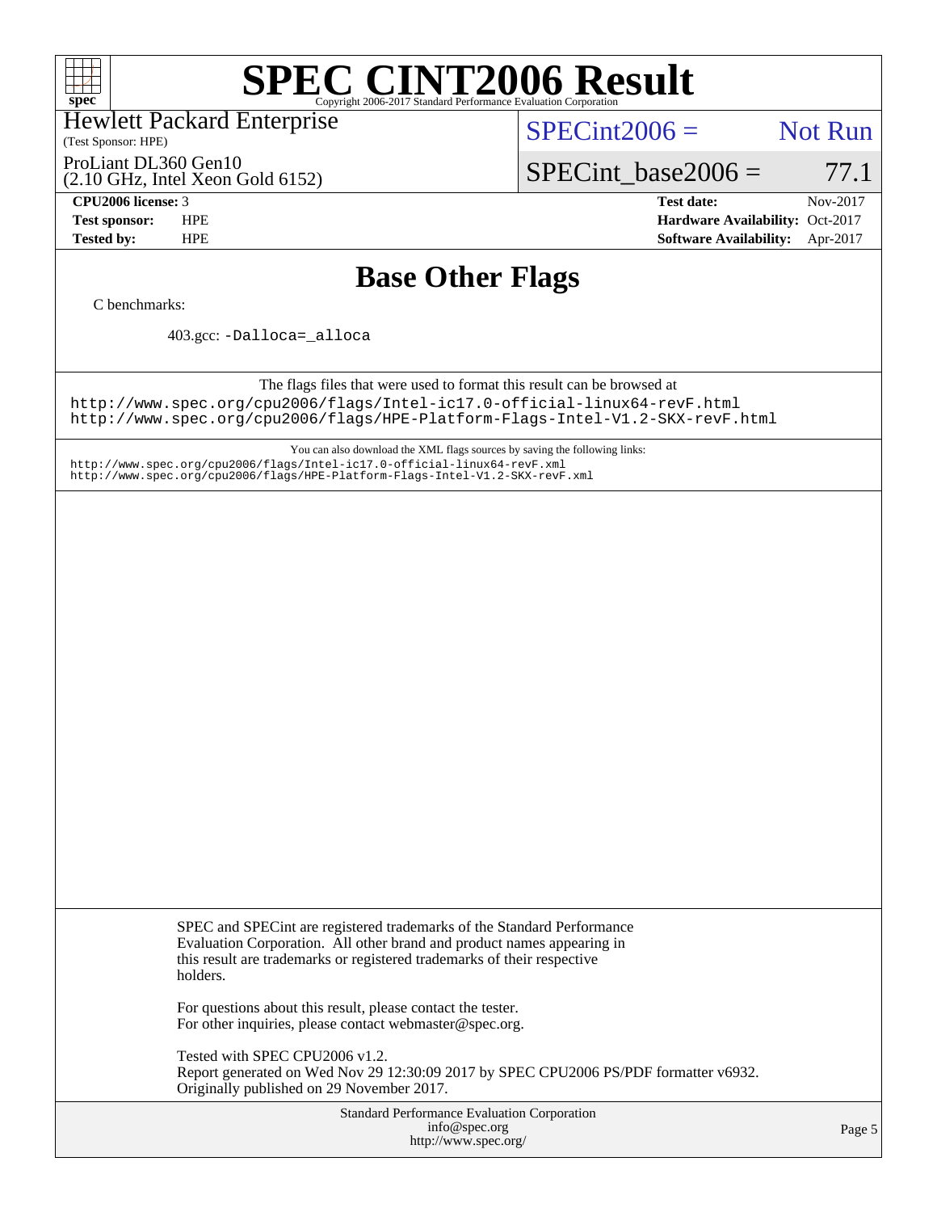# SPEC CINT2006 Result

Copyright 2006-2017 Standard Performance Evaluation Corporation

Hewlett Packard Enterprise
(Test Sponsor: HPE)

ProLiant DL360 Gen10
(2.10 GHz, Intel Xeon Gold 6152)

SPECint2006 = Not Run

SPECint_base2006 = 77.1

| | | | |
|---|---|---|---|
| **CPU2006 license:** | 3 | **Test date:** | Nov-2017 |
| **Test sponsor:** | HPE | **Hardware Availability:** | Oct-2017 |
| **Tested by:** | HPE | **Software Availability:** | Apr-2017 |

## Base Other Flags

C benchmarks:

403.gcc: -Dalloca=_alloca

The flags files that were used to format this result can be browsed at
http://www.spec.org/cpu2006/flags/Intel-ic17.0-official-linux64-revF.html
http://www.spec.org/cpu2006/flags/HPE-Platform-Flags-Intel-V1.2-SKX-revF.html

You can also download the XML flags sources by saving the following links:
http://www.spec.org/cpu2006/flags/Intel-ic17.0-official-linux64-revF.xml
http://www.spec.org/cpu2006/flags/HPE-Platform-Flags-Intel-V1.2-SKX-revF.xml

SPEC and SPECint are registered trademarks of the Standard Performance Evaluation Corporation. All other brand and product names appearing in this result are trademarks or registered trademarks of their respective holders.

For questions about this result, please contact the tester.
For other inquiries, please contact webmaster@spec.org.

Tested with SPEC CPU2006 v1.2.
Report generated on Wed Nov 29 12:30:09 2017 by SPEC CPU2006 PS/PDF formatter v6932.
Originally published on 29 November 2017.

Standard Performance Evaluation Corporation
info@spec.org
http://www.spec.org/